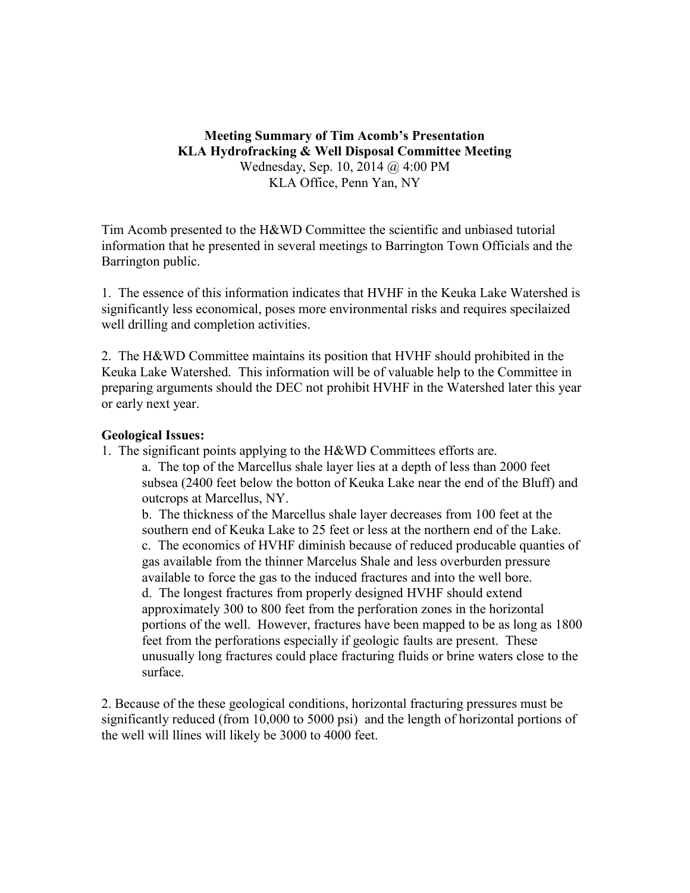**Meeting Summary of Tim Acomb's Presentation**
**KLA Hydrofracking & Well Disposal Committee Meeting**
Wednesday, Sep. 10, 2014 @ 4:00 PM
KLA Office, Penn Yan, NY

Tim Acomb presented to the H&WD Committee the scientific and unbiased tutorial information that he presented in several meetings to Barrington Town Officials and the Barrington public.

1. The essence of this information indicates that HVHF in the Keuka Lake Watershed is significantly less economical, poses more environmental risks and requires specilaized well drilling and completion activities.

2. The H&WD Committee maintains its position that HVHF should prohibited in the Keuka Lake Watershed. This information will be of valuable help to the Committee in preparing arguments should the DEC not prohibit HVHF in the Watershed later this year or early next year.

**Geological Issues:**

1. The significant points applying to the H&WD Committees efforts are.
   a. The top of the Marcellus shale layer lies at a depth of less than 2000 feet subsea (2400 feet below the botton of Keuka Lake near the end of the Bluff) and outcrops at Marcellus, NY.
   b. The thickness of the Marcellus shale layer decreases from 100 feet at the southern end of Keuka Lake to 25 feet or less at the northern end of the Lake.
   c. The economics of HVHF diminish because of reduced producable quanties of gas available from the thinner Marcelus Shale and less overburden pressure available to force the gas to the induced fractures and into the well bore.
   d. The longest fractures from properly designed HVHF should extend approximately 300 to 800 feet from the perforation zones in the horizontal portions of the well. However, fractures have been mapped to be as long as 1800 feet from the perforations especially if geologic faults are present. These unusually long fractures could place fracturing fluids or brine waters close to the surface.

2. Because of the these geological conditions, horizontal fracturing pressures must be significantly reduced (from 10,000 to 5000 psi) and the length of horizontal portions of the well will llines will likely be 3000 to 4000 feet.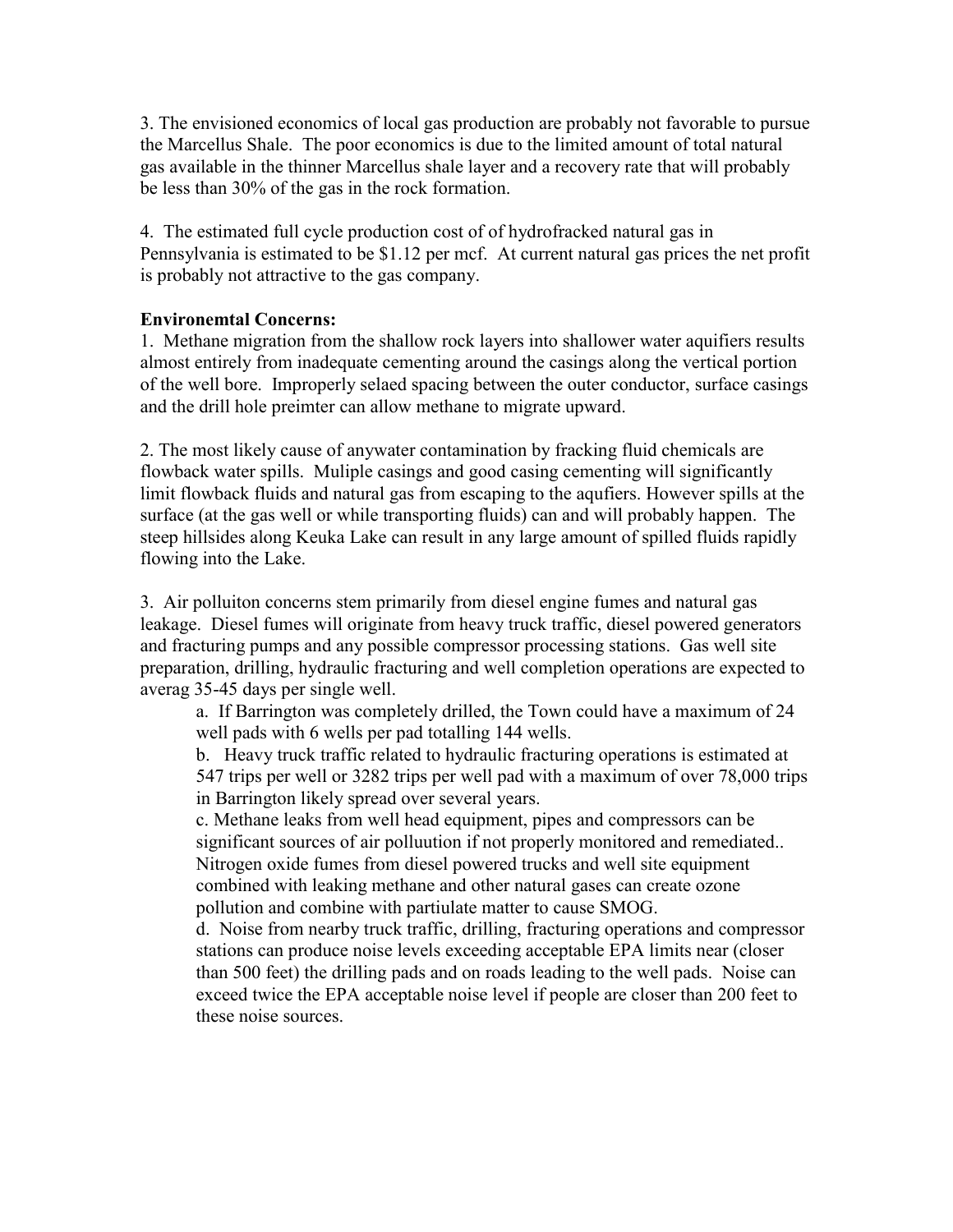3. The envisioned economics of local gas production are probably not favorable to pursue the Marcellus Shale. The poor economics is due to the limited amount of total natural gas available in the thinner Marcellus shale layer and a recovery rate that will probably be less than 30% of the gas in the rock formation.

4. The estimated full cycle production cost of of hydrofracked natural gas in Pennsylvania is estimated to be $1.12 per mcf. At current natural gas prices the net profit is probably not attractive to the gas company.

**Environemtal Concerns:**

1. Methane migration from the shallow rock layers into shallower water aquifiers results almost entirely from inadequate cementing around the casings along the vertical portion of the well bore. Improperly selaed spacing between the outer conductor, surface casings and the drill hole preimter can allow methane to migrate upward.

2. The most likely cause of anywater contamination by fracking fluid chemicals are flowback water spills. Muliple casings and good casing cementing will significantly limit flowback fluids and natural gas from escaping to the aqufiers. However spills at the surface (at the gas well or while transporting fluids) can and will probably happen. The steep hillsides along Keuka Lake can result in any large amount of spilled fluids rapidly flowing into the Lake.

3. Air polluiton concerns stem primarily from diesel engine fumes and natural gas leakage. Diesel fumes will originate from heavy truck traffic, diesel powered generators and fracturing pumps and any possible compressor processing stations. Gas well site preparation, drilling, hydraulic fracturing and well completion operations are expected to averag 35-45 days per single well.

   a. If Barrington was completely drilled, the Town could have a maximum of 24 well pads with 6 wells per pad totalling 144 wells.

   b. Heavy truck traffic related to hydraulic fracturing operations is estimated at 547 trips per well or 3282 trips per well pad with a maximum of over 78,000 trips in Barrington likely spread over several years.

   c. Methane leaks from well head equipment, pipes and compressors can be significant sources of air polluution if not properly monitored and remediated.. Nitrogen oxide fumes from diesel powered trucks and well site equipment combined with leaking methane and other natural gases can create ozone pollution and combine with partiulate matter to cause SMOG.

   d. Noise from nearby truck traffic, drilling, fracturing operations and compressor stations can produce noise levels exceeding acceptable EPA limits near (closer than 500 feet) the drilling pads and on roads leading to the well pads. Noise can exceed twice the EPA acceptable noise level if people are closer than 200 feet to these noise sources.